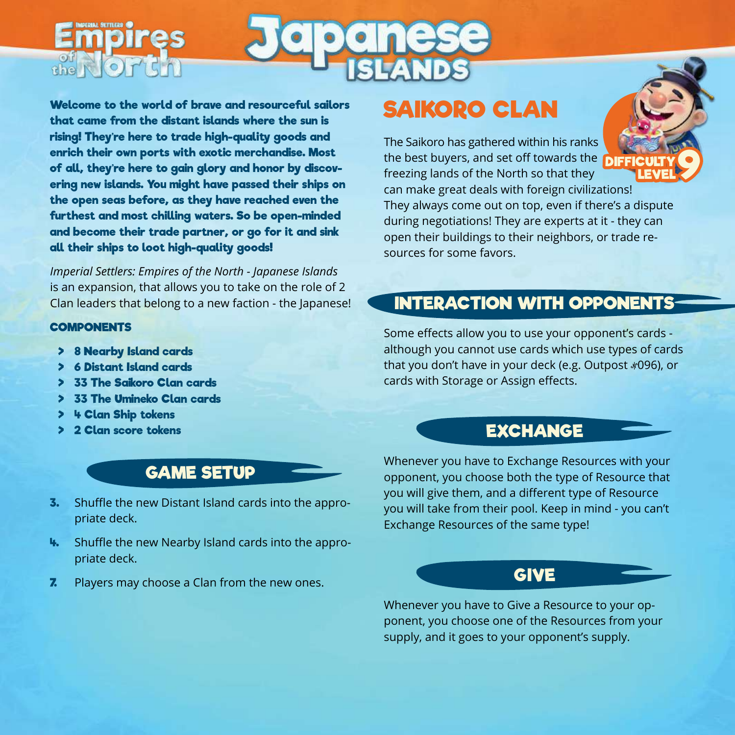# Imperial Settlers: Empires of the North – Japanese Islands

**Welcome to the world of brave and resourceful sailors that came from the distant islands where the sun is rising! They're here to trade high-quality goods and enrich their own ports with exotic merchandise. Most of all, they're here to gain glory and honor by discovering new islands. You might have passed their ships on the open seas before, as they have reached even the furthest and most chilling waters. So be open-minded and become their trade partner, or go for it and sink all their ships to loot high-quality goods!**

*Imperial Settlers: Empires of the North - Japanese Islands* is an expansion, that allows you to take on the role of 2 Clan leaders that belong to a new faction - the Japanese!

### COMPONENTS

- **8 Nearby Island cards**
- **6 Distant Island cards**
- **33 The Saikoro Clan cards**
- **33 The Umineko Clan cards**
- **4 Clan Ship tokens**
- **2 Clan score tokens**

## GAME SETUP

3. Shuffle the new Distant Island cards into the appropriate deck.
4. Shuffle the new Nearby Island cards into the appropriate deck.
7. Players may choose a Clan from the new ones.

## SAIKORO CLAN

DIFFICULTY LEVEL 9

The Saikoro has gathered within his ranks the best buyers, and set off towards the freezing lands of the North so that they can make great deals with foreign civilizations! They always come out on top, even if there's a dispute during negotiations! They are experts at it - they can open their buildings to their neighbors, or trade resources for some favors.

## INTERACTION WITH OPPONENTS

Some effects allow you to use your opponent's cards - although you cannot use cards which use types of cards that you don't have in your deck (e.g. Outpost 096), or cards with Storage or Assign effects.

## EXCHANGE

Whenever you have to Exchange Resources with your opponent, you choose both the type of Resource that you will give them, and a different type of Resource you will take from their pool. Keep in mind - you can't Exchange Resources of the same type!

## GIVE

Whenever you have to Give a Resource to your opponent, you choose one of the Resources from your supply, and it goes to your opponent's supply.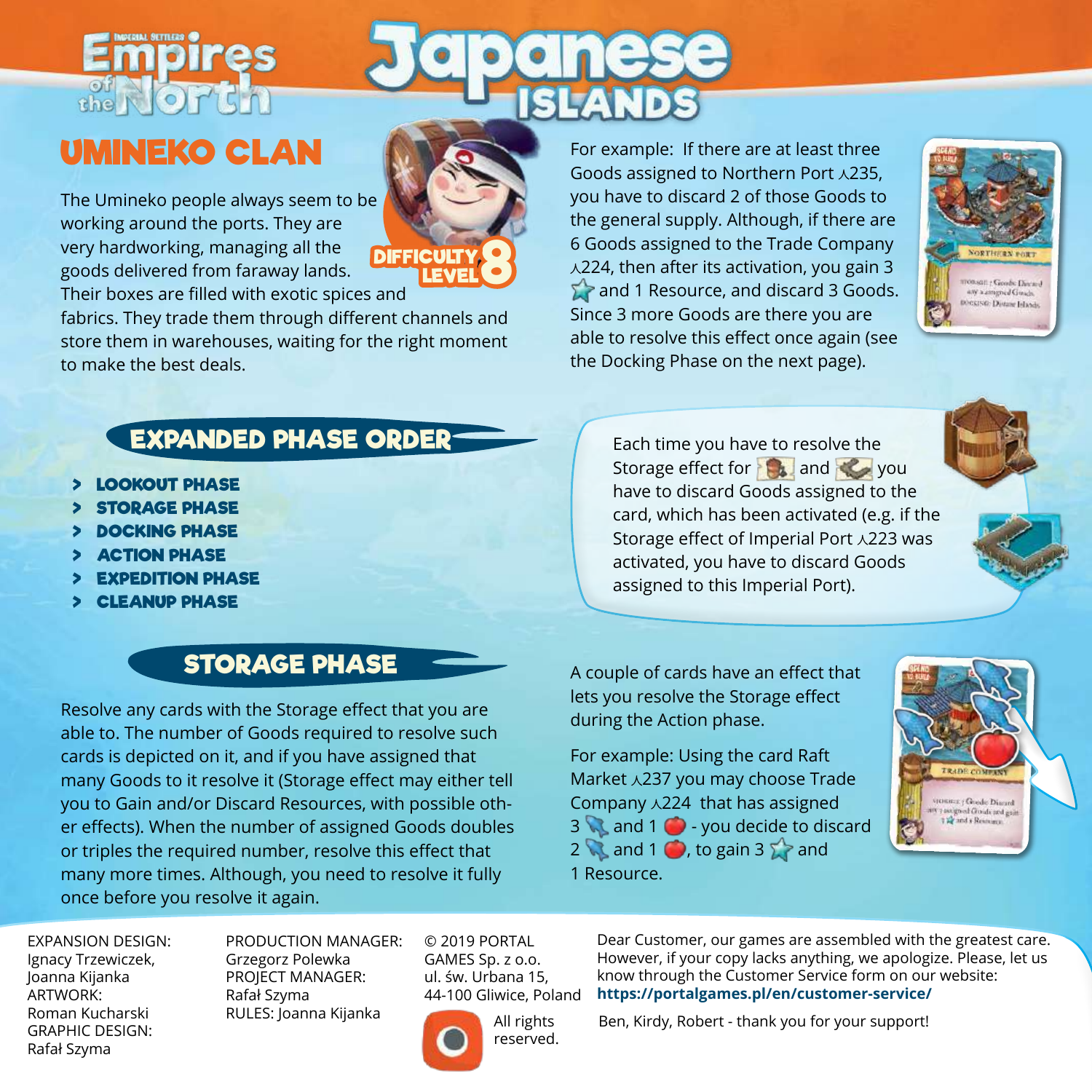# Empires of the North: Japanese Islands

## UMINEKO CLAN

DIFFICULTY LEVEL 8

The Umineko people always seem to be working around the ports. They are very hardworking, managing all the goods delivered from faraway lands. Their boxes are filled with exotic spices and fabrics. They trade them through different channels and store them in warehouses, waiting for the right moment to make the best deals.

## EXPANDED PHASE ORDER

- LOOKOUT PHASE
- STORAGE PHASE
- DOCKING PHASE
- ACTION PHASE
- EXPEDITION PHASE
- CLEANUP PHASE

## STORAGE PHASE

Resolve any cards with the Storage effect that you are able to. The number of Goods required to resolve such cards is depicted on it, and if you have assigned that many Goods to it resolve it (Storage effect may either tell you to Gain and/or Discard Resources, with possible other effects). When the number of assigned Goods doubles or triples the required number, resolve this effect that many more times. Although, you need to resolve it fully once before you resolve it again.

For example: If there are at least three Goods assigned to Northern Port ⅄235, you have to discard 2 of those Goods to the general supply. Although, if there are 6 Goods assigned to the Trade Company ⅄224, then after its activation, you gain 3 ⭐ and 1 Resource, and discard 3 Goods. Since 3 more Goods are there you are able to resolve this effect once again (see the Docking Phase on the next page).

Each time you have to resolve the Storage effect for [storage] and [port] you have to discard Goods assigned to the card, which has been activated (e.g. if the Storage effect of Imperial Port ⅄223 was activated, you have to discard Goods assigned to this Imperial Port).

A couple of cards have an effect that lets you resolve the Storage effect during the Action phase.

For example: Using the card Raft Market ⅄237 you may choose Trade Company ⅄224 that has assigned 3 [fish] and 1 [apple] - you decide to discard 2 [fish] and 1 [apple], to gain 3 ⭐ and 1 Resource.

EXPANSION DESIGN: Ignacy Trzewiczek, Joanna Kijanka
ARTWORK: Roman Kucharski
GRAPHIC DESIGN: Rafał Szyma

PRODUCTION MANAGER: Grzegorz Polewka
PROJECT MANAGER: Rafał Szyma
RULES: Joanna Kijanka

© 2019 PORTAL GAMES Sp. z o.o.
ul. św. Urbana 15, 44-100 Gliwice, Poland
All rights reserved.

Dear Customer, our games are assembled with the greatest care. However, if your copy lacks anything, we apologize. Please, let us know through the Customer Service form on our website:
**https://portalgames.pl/en/customer-service/**

Ben, Kirdy, Robert - thank you for your support!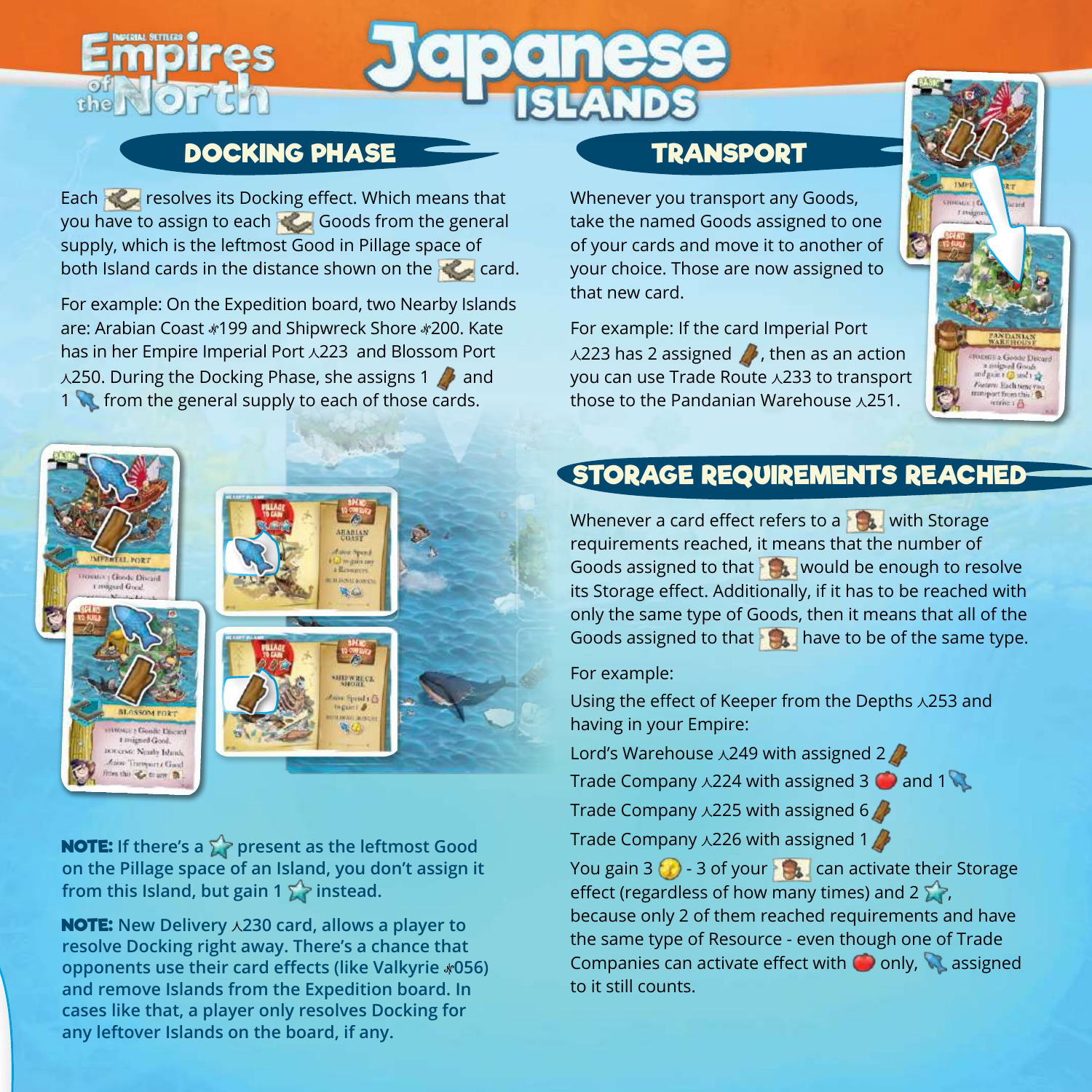# Empires of the North – Japanese Islands

## DOCKING PHASE

Each resolves its Docking effect. Which means that you have to assign to each Goods from the general supply, which is the leftmost Good in Pillage space of both Island cards in the distance shown on the card.

For example: On the Expedition board, two Nearby Islands are: Arabian Coast ❄199 and Shipwreck Shore ❄200. Kate has in her Empire Imperial Port ⅄223 and Blossom Port ⅄250. During the Docking Phase, she assigns 1 and 1 from the general supply to each of those cards.

**NOTE:** If there's a present as the leftmost Good on the Pillage space of an Island, you don't assign it from this Island, but gain 1 instead.

**NOTE:** New Delivery ⅄230 card, allows a player to resolve Docking right away. There's a chance that opponents use their card effects (like Valkyrie ❄056) and remove Islands from the Expedition board. In cases like that, a player only resolves Docking for any leftover Islands on the board, if any.

## TRANSPORT

Whenever you transport any Goods, take the named Goods assigned to one of your cards and move it to another of your choice. Those are now assigned to that new card.

For example: If the card Imperial Port ⅄223 has 2 assigned , then as an action you can use Trade Route ⅄233 to transport those to the Pandanian Warehouse ⅄251.

## STORAGE REQUIREMENTS REACHED

Whenever a card effect refers to a with Storage requirements reached, it means that the number of Goods assigned to that would be enough to resolve its Storage effect. Additionally, if it has to be reached with only the same type of Goods, then it means that all of the Goods assigned to that have to be of the same type.

For example:

Using the effect of Keeper from the Depths ⅄253 and having in your Empire:

Lord's Warehouse ⅄249 with assigned 2

Trade Company ⅄224 with assigned 3 and 1

Trade Company ⅄225 with assigned 6

Trade Company ⅄226 with assigned 1

You gain 3 - 3 of your can activate their Storage effect (regardless of how many times) and 2 , because only 2 of them reached requirements and have the same type of Resource - even though one of Trade Companies can activate effect with only, assigned to it still counts.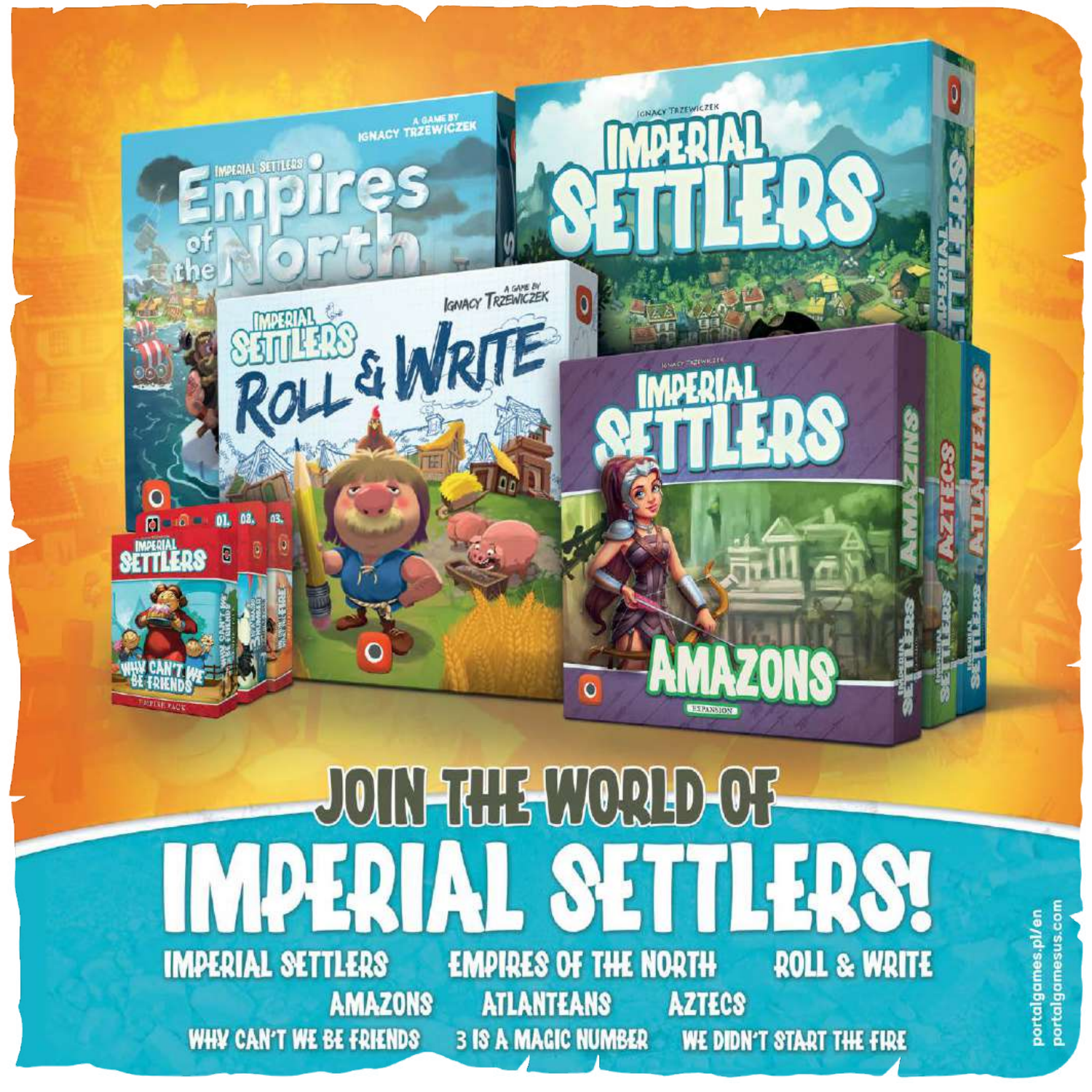# JOIN THE WORLD OF IMPERIAL SETTLERS!

IMPERIAL SETTLERS — EMPIRES OF THE NORTH — ROLL & WRITE

AMAZONS — ATLANTEANS — AZTECS

WHY CAN'T WE BE FRIENDS — 3 IS A MAGIC NUMBER — WE DIDN'T START THE FIRE

portalgames.pl/en
portalgamesus.com